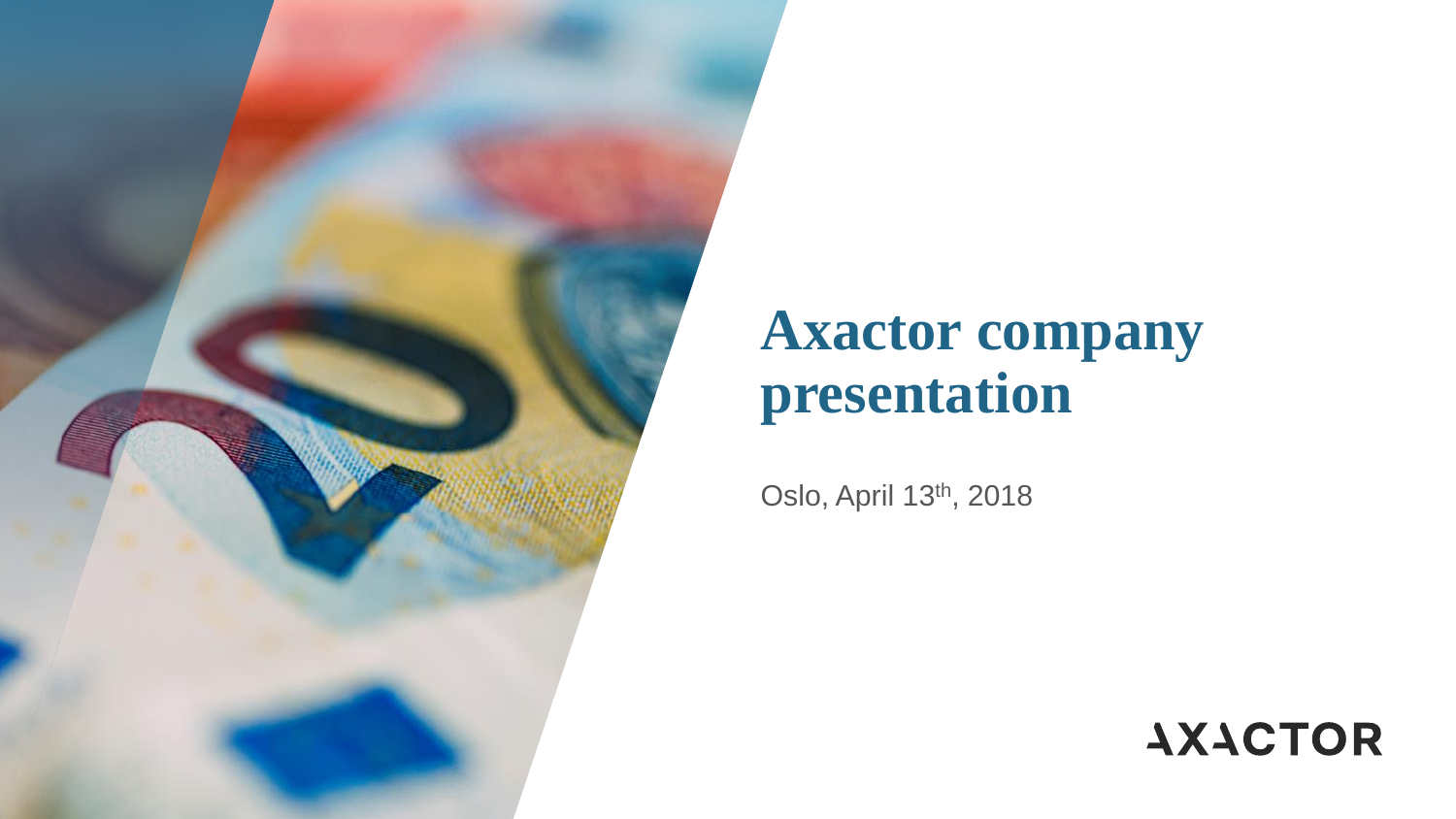# Axactor company presentation

Oslo, April 13th, 2018

AXACTOR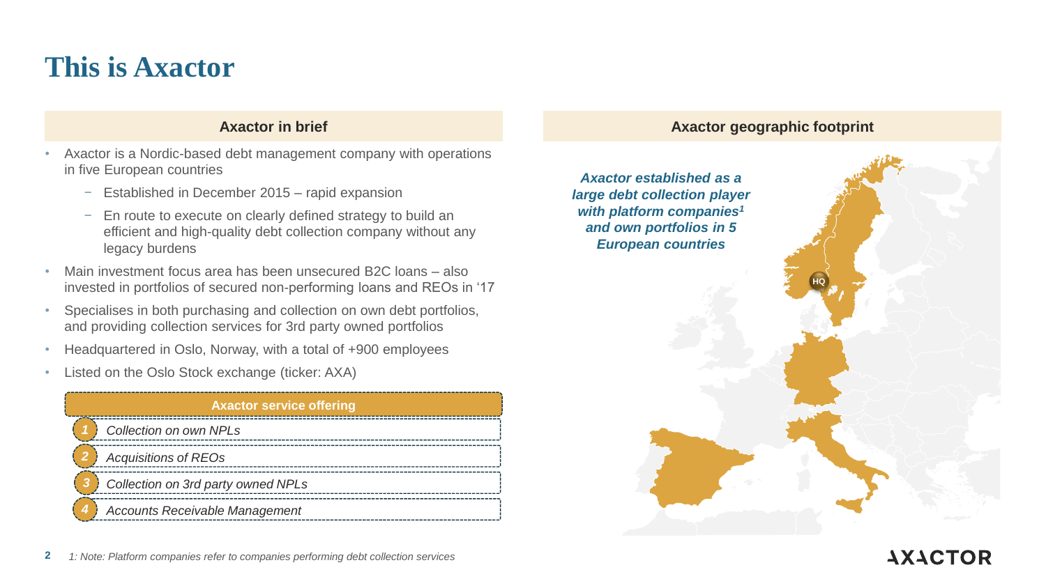# This is Axactor

## Axactor in brief

- Axactor is a Nordic-based debt management company with operations in five European countries
  - Established in December 2015 – rapid expansion
  - En route to execute on clearly defined strategy to build an efficient and high-quality debt collection company without any legacy burdens
- Main investment focus area has been unsecured B2C loans – also invested in portfolios of secured non-performing loans and REOs in '17
- Specialises in both purchasing and collection on own debt portfolios, and providing collection services for 3rd party owned portfolios
- Headquartered in Oslo, Norway, with a total of +900 employees
- Listed on the Oslo Stock exchange (ticker: AXA)

**Axactor service offering**

1. *Collection on own NPLs*
2. *Acquisitions of REOs*
3. *Collection on 3rd party owned NPLs*
4. *Accounts Receivable Management*

## Axactor geographic footprint

***Axactor established as a large debt collection player with platform companies[1] and own portfolios in 5 European countries***

HQ

*1: Note: Platform companies refer to companies performing debt collection services*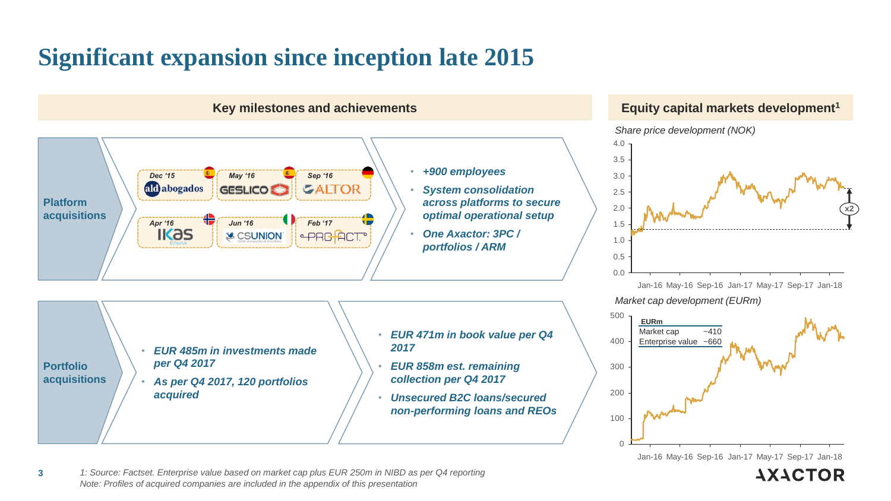# Significant expansion since inception late 2015

## Key milestones and achievements

**Platform acquisitions**

- Dec '15 – ald abogados
- May '16 – GESLICO
- Sep '16 – ALTOR
- Apr '16 – IKAS
- Jun '16 – CSUNION
- Feb '17 – PROFACT

- *+900 employees*
- *System consolidation across platforms to secure optimal operational setup*
- *One Axactor: 3PC / portfolios / ARM*

**Portfolio acquisitions**

- *EUR 485m in investments made per Q4 2017*
- *As per Q4 2017, 120 portfolios acquired*

- *EUR 471m in book value per Q4 2017*
- *EUR 858m est. remaining collection per Q4 2017*
- *Unsecured B2C loans/secured non-performing loans and REOs*

## Equity capital markets development[1]

*Share price development (NOK)*

(Chart: Jan-16 to Jan-18; x2)

*Market cap development (EURm)*

| EURm | |
|---|---|
| Market cap | ~410 |
| Enterprise value | ~660 |

1: Source: Factset. Enterprise value based on market cap plus EUR 250m in NIBD as per Q4 reporting
Note: Profiles of acquired companies are included in the appendix of this presentation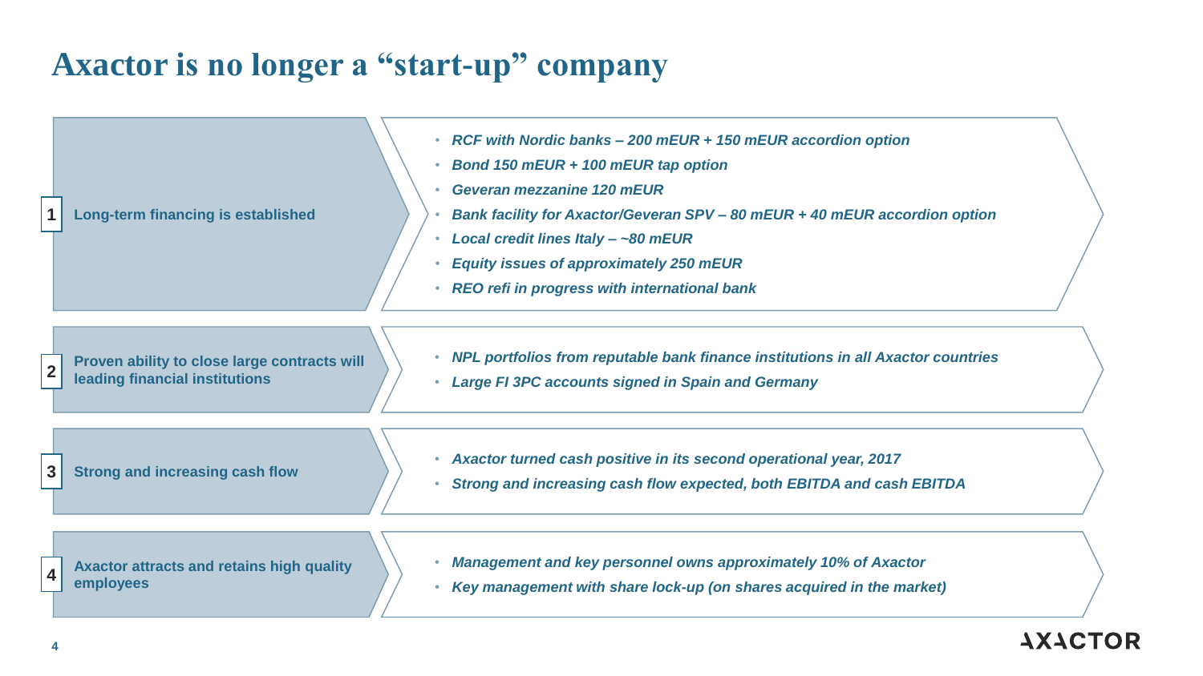# Axactor is no longer a "start-up" company

**1 Long-term financing is established**

- *RCF with Nordic banks – 200 mEUR + 150 mEUR accordion option*
- *Bond 150 mEUR + 100 mEUR tap option*
- *Geveran mezzanine 120 mEUR*
- *Bank facility for Axactor/Geveran SPV – 80 mEUR + 40 mEUR accordion option*
- *Local credit lines Italy – ~80 mEUR*
- *Equity issues of approximately 250 mEUR*
- *REO refi in progress with international bank*

**2 Proven ability to close large contracts will leading financial institutions**

- *NPL portfolios from reputable bank finance institutions in all Axactor countries*
- *Large FI 3PC accounts signed in Spain and Germany*

**3 Strong and increasing cash flow**

- *Axactor turned cash positive in its second operational year, 2017*
- *Strong and increasing cash flow expected, both EBITDA and cash EBITDA*

**4 Axactor attracts and retains high quality employees**

- *Management and key personnel owns approximately 10% of Axactor*
- *Key management with share lock-up (on shares acquired in the market)*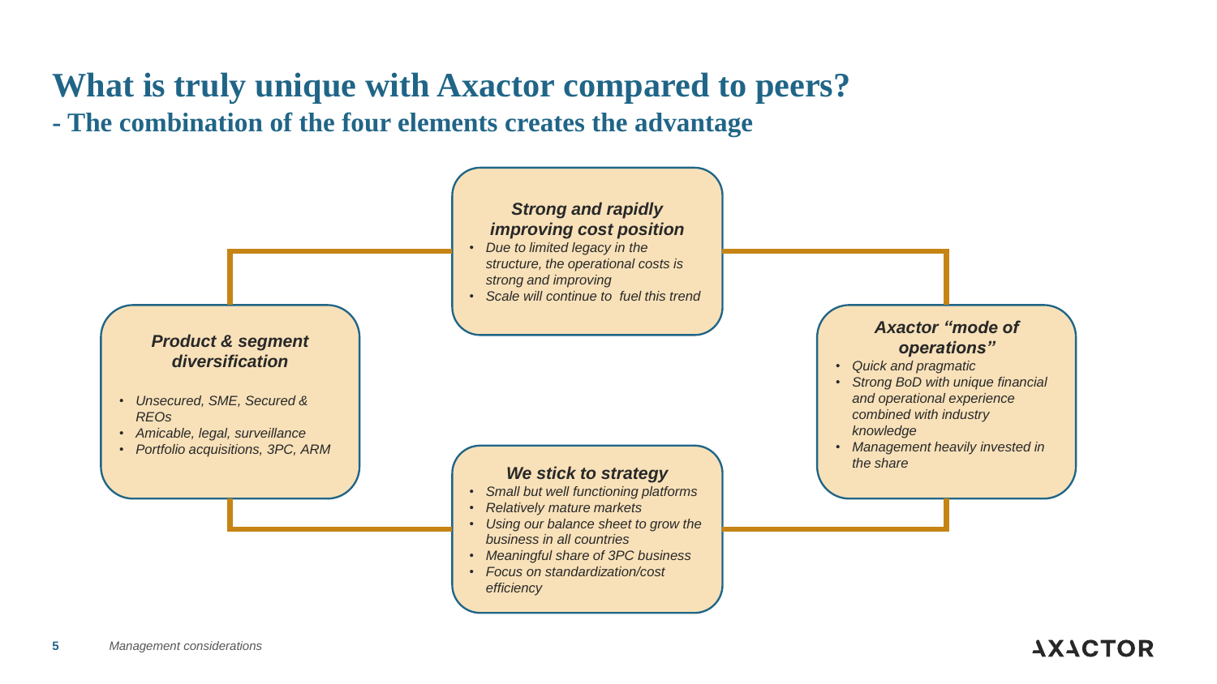# What is truly unique with Axactor compared to peers?
## - The combination of the four elements creates the advantage

### *Strong and rapidly improving cost position*

- *Due to limited legacy in the structure, the operational costs is strong and improving*
- *Scale will continue to  fuel this trend*

### *Product & segment diversification*

- *Unsecured, SME, Secured & REOs*
- *Amicable, legal, surveillance*
- *Portfolio acquisitions, 3PC, ARM*

### *Axactor "mode of operations"*

- *Quick and pragmatic*
- *Strong BoD with unique financial and operational experience combined with industry knowledge*
- *Management heavily invested in the share*

### *We stick to strategy*

- *Small but well functioning platforms*
- *Relatively mature markets*
- *Using our balance sheet to grow the business in all countries*
- *Meaningful share of 3PC business*
- *Focus on standardization/cost efficiency*

*Management considerations*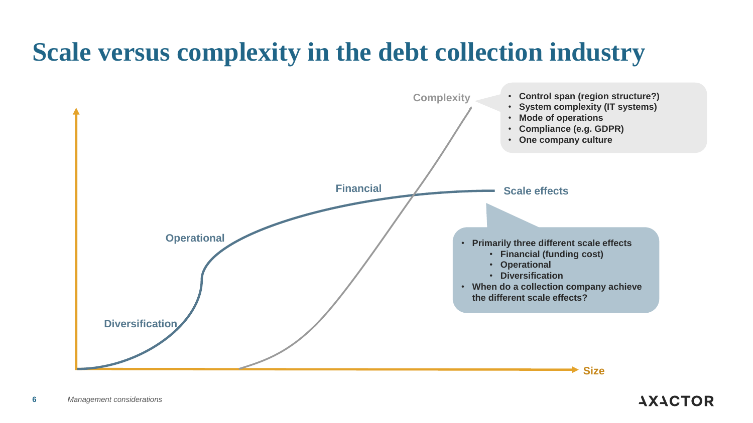# Scale versus complexity in the debt collection industry

Complexity

- Control span (region structure?)
- System complexity (IT systems)
- Mode of operations
- Compliance (e.g. GDPR)
- One company culture

Financial

Scale effects

Operational

- Primarily three different scale effects
  - Financial (funding cost)
  - Operational
  - Diversification
- When do a collection company achieve the different scale effects?

Diversification

Size

*Management considerations*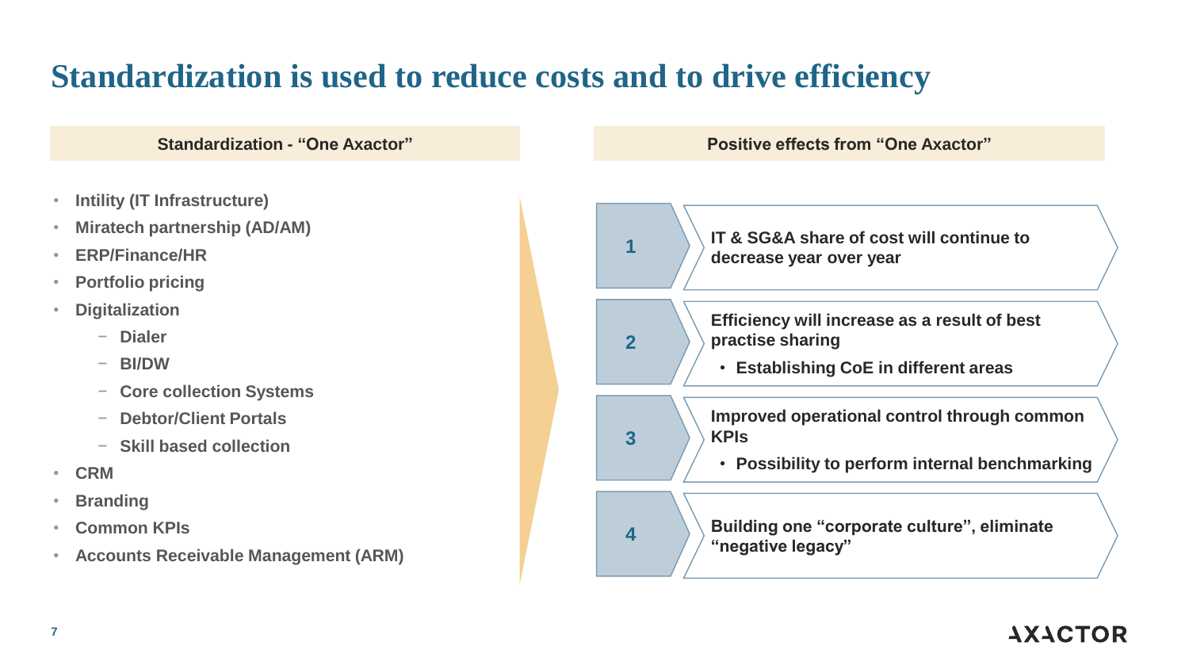# Standardization is used to reduce costs and to drive efficiency

## Standardization - "One Axactor"

- **Intility (IT Infrastructure)**
- **Miratech partnership (AD/AM)**
- **ERP/Finance/HR**
- **Portfolio pricing**
- **Digitalization**
  - **Dialer**
  - **BI/DW**
  - **Core collection Systems**
  - **Debtor/Client Portals**
  - **Skill based collection**
- **CRM**
- **Branding**
- **Common KPIs**
- **Accounts Receivable Management (ARM)**

## Positive effects from "One Axactor"

1. **IT & SG&A share of cost will continue to decrease year over year**
2. **Efficiency will increase as a result of best practise sharing**
   - **Establishing CoE in different areas**
3. **Improved operational control through common KPIs**
   - **Possibility to perform internal benchmarking**
4. **Building one "corporate culture", eliminate "negative legacy"**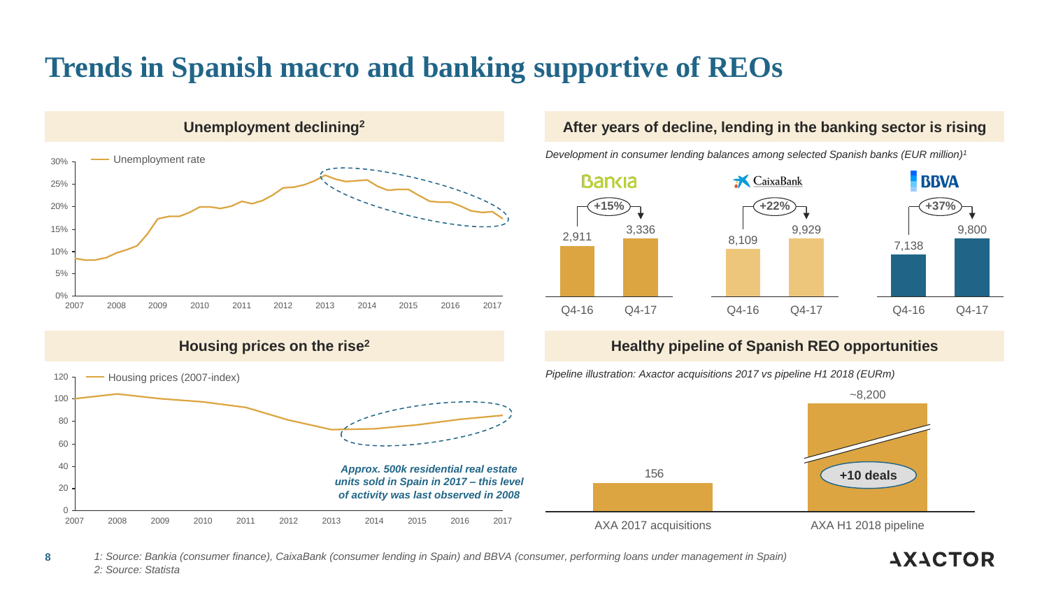# Trends in Spanish macro and banking supportive of REOs

## Unemployment declining[2]

Unemployment rate

## After years of decline, lending in the banking sector is rising

*Development in consumer lending balances among selected Spanish banks (EUR million)[1]*

| Bank | Q4-16 | Q4-17 | Change |
|---|---|---|---|
| Bankia | 2,911 | 3,336 | +15% |
| CaixaBank | 8,109 | 9,929 | +22% |
| BBVA | 7,138 | 9,800 | +37% |

## Housing prices on the rise[2]

Housing prices (2007-index)

***Approx. 500k residential real estate units sold in Spain in 2017 – this level of activity was last observed in 2008***

## Healthy pipeline of Spanish REO opportunities

*Pipeline illustration: Axactor acquisitions 2017 vs pipeline H1 2018 (EURm)*

| | EURm |
|---|---|
| AXA 2017 acquisitions | 156 |
| AXA H1 2018 pipeline | ~8,200 |

+10 deals

*1: Source: Bankia (consumer finance), CaixaBank (consumer lending in Spain) and BBVA (consumer, performing loans under management in Spain)*
*2: Source: Statista*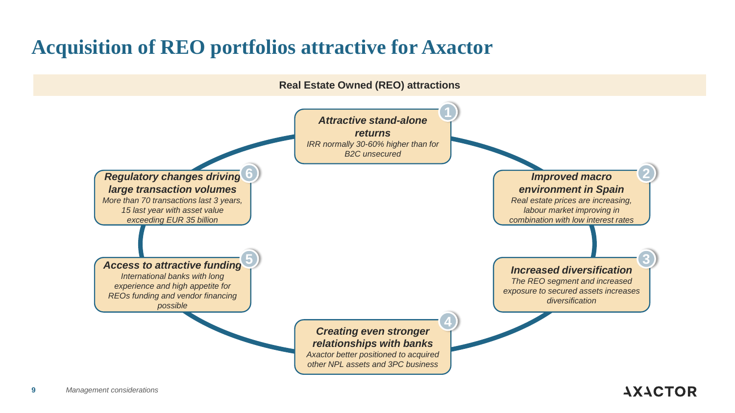# Acquisition of REO portfolios attractive for Axactor

**Real Estate Owned (REO) attractions**

1. ***Attractive stand-alone returns***
   *IRR normally 30-60% higher than for B2C unsecured*

2. ***Improved macro environment in Spain***
   *Real estate prices are increasing, labour market improving in combination with low interest rates*

3. ***Increased diversification***
   *The REO segment and increased exposure to secured assets increases diversification*

4. ***Creating even stronger relationships with banks***
   *Axactor better positioned to acquired other NPL assets and 3PC business*

5. ***Access to attractive funding***
   *International banks with long experience and high appetite for REOs funding and vendor financing possible*

6. ***Regulatory changes driving large transaction volumes***
   *More than 70 transactions last 3 years, 15 last year with asset value exceeding EUR 35 billion*

*Management considerations*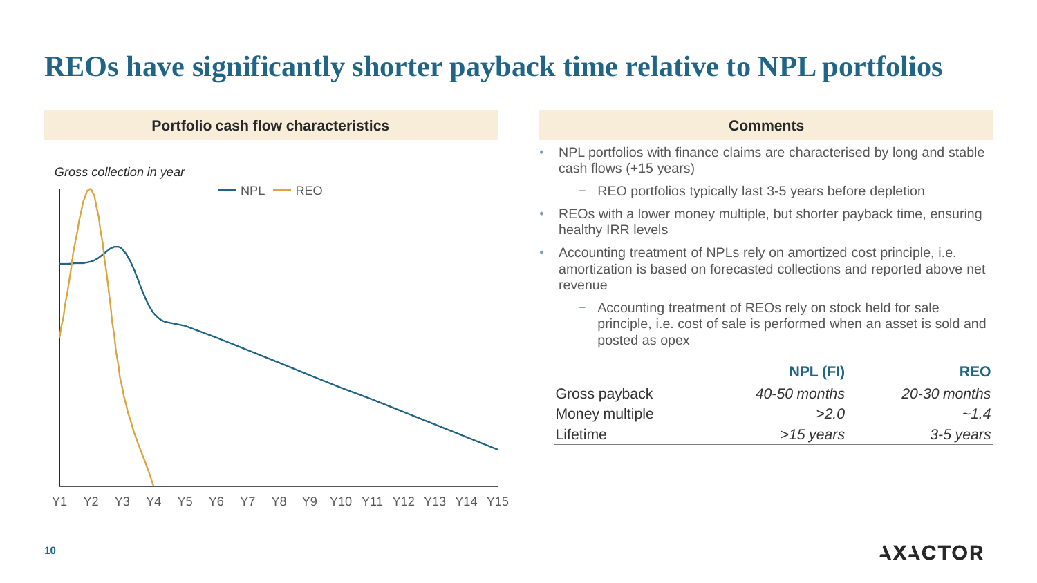# REOs have significantly shorter payback time relative to NPL portfolios

## Portfolio cash flow characteristics

*Gross collection in year*

NPL — REO

Y1 Y2 Y3 Y4 Y5 Y6 Y7 Y8 Y9 Y10 Y11 Y12 Y13 Y14 Y15

## Comments

- NPL portfolios with finance claims are characterised by long and stable cash flows (+15 years)
  - REO portfolios typically last 3-5 years before depletion
- REOs with a lower money multiple, but shorter payback time, ensuring healthy IRR levels
- Accounting treatment of NPLs rely on amortized cost principle, i.e. amortization is based on forecasted collections and reported above net revenue
  - Accounting treatment of REOs rely on stock held for sale principle, i.e. cost of sale is performed when an asset is sold and posted as opex

| | NPL (FI) | REO |
|---|---|---|
| Gross payback | *40-50 months* | *20-30 months* |
| Money multiple | *>2.0* | *~1.4* |
| Lifetime | *>15 years* | *3-5 years* |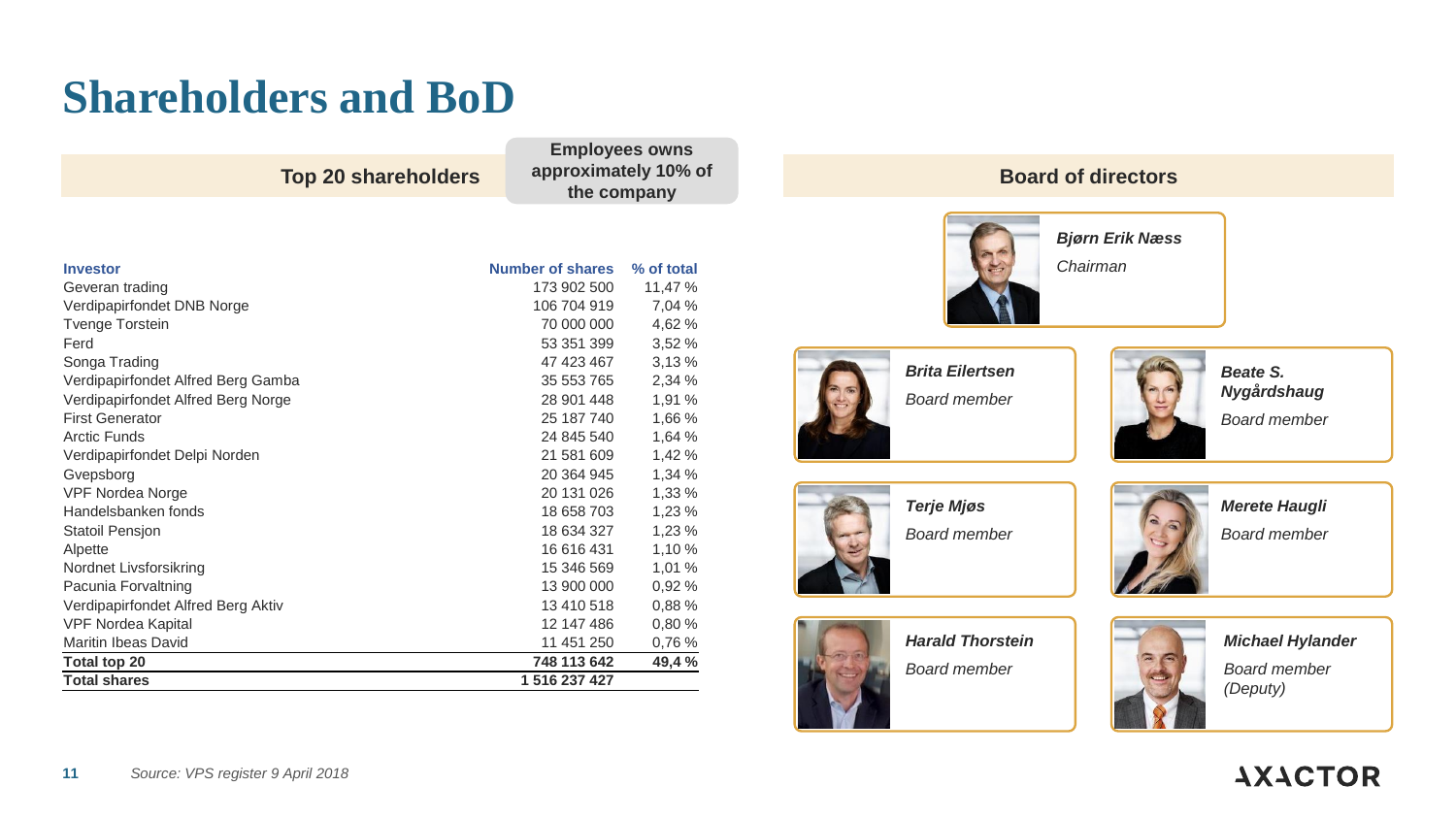# Shareholders and BoD

## Top 20 shareholders

**Employees owns approximately 10% of the company**

| Investor | Number of shares | % of total |
|---|---|---|
| Geveran trading | 173 902 500 | 11,47 % |
| Verdipapirfondet DNB Norge | 106 704 919 | 7,04 % |
| Tvenge Torstein | 70 000 000 | 4,62 % |
| Ferd | 53 351 399 | 3,52 % |
| Songa Trading | 47 423 467 | 3,13 % |
| Verdipapirfondet Alfred Berg Gamba | 35 553 765 | 2,34 % |
| Verdipapirfondet Alfred Berg Norge | 28 901 448 | 1,91 % |
| First Generator | 25 187 740 | 1,66 % |
| Arctic Funds | 24 845 540 | 1,64 % |
| Verdipapirfondet Delpi Norden | 21 581 609 | 1,42 % |
| Gvepsborg | 20 364 945 | 1,34 % |
| VPF Nordea Norge | 20 131 026 | 1,33 % |
| Handelsbanken fonds | 18 658 703 | 1,23 % |
| Statoil Pensjon | 18 634 327 | 1,23 % |
| Alpette | 16 616 431 | 1,10 % |
| Nordnet Livsforsikring | 15 346 569 | 1,01 % |
| Pacunia Forvaltning | 13 900 000 | 0,92 % |
| Verdipapirfondet Alfred Berg Aktiv | 13 410 518 | 0,88 % |
| VPF Nordea Kapital | 12 147 486 | 0,80 % |
| Maritin Ibeas David | 11 451 250 | 0,76 % |
| **Total top 20** | **748 113 642** | **49,4 %** |
| **Total shares** | **1 516 237 427** | |

## Board of directors

***Bjørn Erik Næss***
*Chairman*

***Brita Eilertsen***
*Board member*

***Beate S. Nygårdshaug***
*Board member*

***Terje Mjøs***
*Board member*

***Merete Haugli***
*Board member*

***Harald Thorstein***
*Board member*

***Michael Hylander***
*Board member (Deputy)*

*Source: VPS register 9 April 2018*

AXACTOR